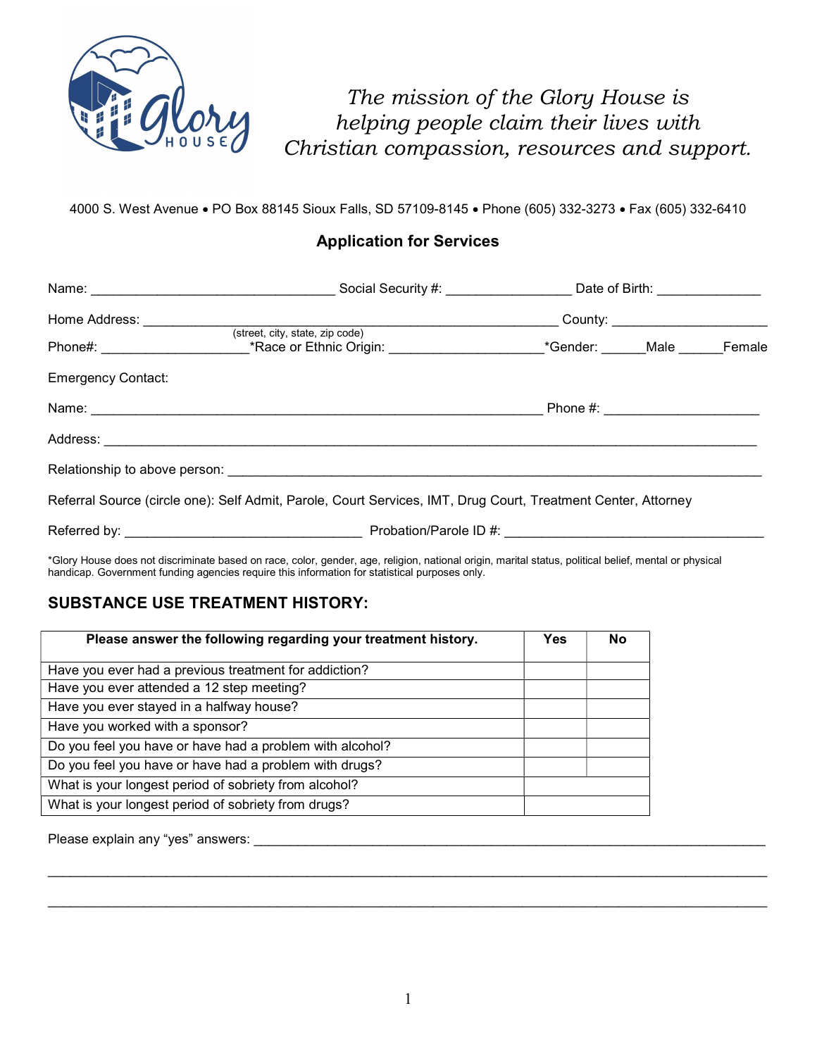*The mission of the Glory House is helping people claim their lives with Christian compassion, resources and support.*

4000 S. West Avenue • PO Box 88145 Sioux Falls, SD 57109-8145 • Phone (605) 332-3273 • Fax (605) 332-6410

## Application for Services

Name: ________________________________ Social Security #: ________________ Date of Birth: _____________

Home Address: ______________________________________________________ County: ____________________
(street, city, state, zip code)

Phone#: ___________________ *Race or Ethnic Origin: ____________________ *Gender: ______Male ______Female

Emergency Contact:

Name: ___________________________________________________________ Phone #: ____________________

Address: ____________________________________________________________________________________

Relationship to above person: __________________________________________________________________

Referral Source (circle one): Self Admit, Parole, Court Services, IMT, Drug Court, Treatment Center, Attorney

Referred by: _______________________________ Probation/Parole ID #: __________________________________

*Glory House does not discriminate based on race, color, gender, age, religion, national origin, marital status, political belief, mental or physical handicap. Government funding agencies require this information for statistical purposes only.

## SUBSTANCE USE TREATMENT HISTORY:

| Please answer the following regarding your treatment history. | Yes | No |
|---|---|---|
| Have you ever had a previous treatment for addiction? | | |
| Have you ever attended a 12 step meeting? | | |
| Have you ever stayed in a halfway house? | | |
| Have you worked with a sponsor? | | |
| Do you feel you have or have had a problem with alcohol? | | |
| Do you feel you have or have had a problem with drugs? | | |
| What is your longest period of sobriety from alcohol? | | |
| What is your longest period of sobriety from drugs? | | |

Please explain any "yes" answers: ___________________________________________________________________

______________________________________________________________________________________________

______________________________________________________________________________________________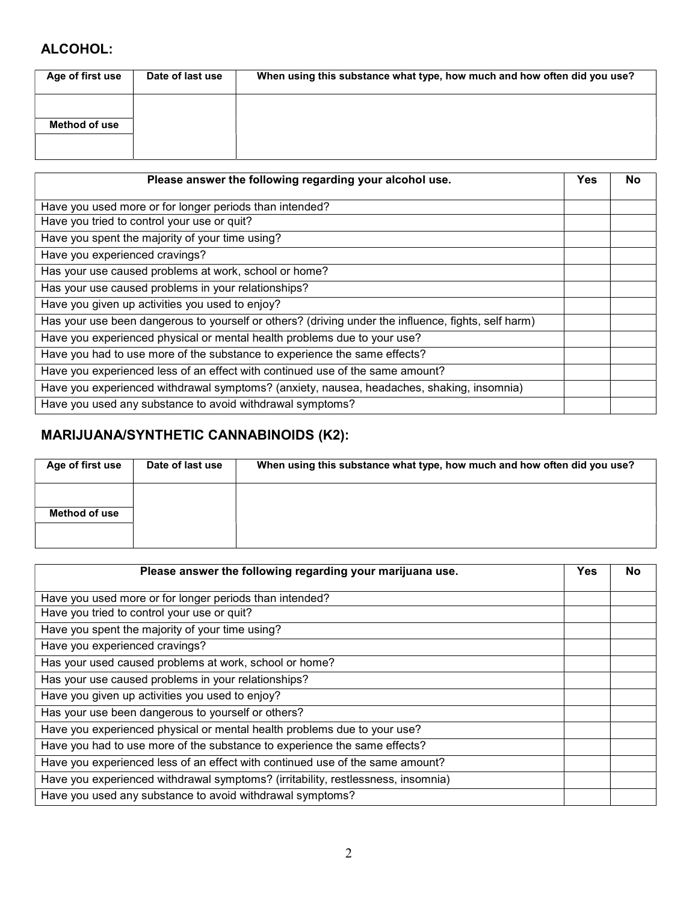## ALCOHOL:

| Age of first use | Date of last use | When using this substance what type, how much and how often did you use? |
|---|---|---|
| | | |
| **Method of use** | | |
| | | |

| Please answer the following regarding your alcohol use. | Yes | No |
|---|---|---|
| Have you used more or for longer periods than intended? | | |
| Have you tried to control your use or quit? | | |
| Have you spent the majority of your time using? | | |
| Have you experienced cravings? | | |
| Has your use caused problems at work, school or home? | | |
| Has your use caused problems in your relationships? | | |
| Have you given up activities you used to enjoy? | | |
| Has your use been dangerous to yourself or others? (driving under the influence, fights, self harm) | | |
| Have you experienced physical or mental health problems due to your use? | | |
| Have you had to use more of the substance to experience the same effects? | | |
| Have you experienced less of an effect with continued use of the same amount? | | |
| Have you experienced withdrawal symptoms? (anxiety, nausea, headaches, shaking, insomnia) | | |
| Have you used any substance to avoid withdrawal symptoms? | | |

## MARIJUANA/SYNTHETIC CANNABINOIDS (K2):

| Age of first use | Date of last use | When using this substance what type, how much and how often did you use? |
|---|---|---|
| | | |
| **Method of use** | | |
| | | |

| Please answer the following regarding your marijuana use. | Yes | No |
|---|---|---|
| Have you used more or for longer periods than intended? | | |
| Have you tried to control your use or quit? | | |
| Have you spent the majority of your time using? | | |
| Have you experienced cravings? | | |
| Has your used caused problems at work, school or home? | | |
| Has your use caused problems in your relationships? | | |
| Have you given up activities you used to enjoy? | | |
| Has your use been dangerous to yourself or others? | | |
| Have you experienced physical or mental health problems due to your use? | | |
| Have you had to use more of the substance to experience the same effects? | | |
| Have you experienced less of an effect with continued use of the same amount? | | |
| Have you experienced withdrawal symptoms? (irritability, restlessness, insomnia) | | |
| Have you used any substance to avoid withdrawal symptoms? | | |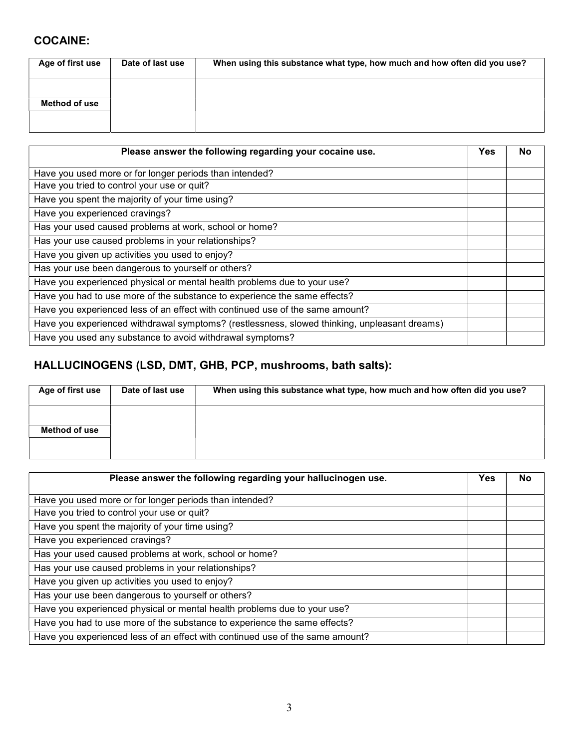## COCAINE:

| Age of first use | Date of last use | When using this substance what type, how much and how often did you use? |
|---|---|---|
| | | |
| **Method of use** | | |
| | | |

| Please answer the following regarding your cocaine use. | Yes | No |
|---|---|---|
| Have you used more or for longer periods than intended? | | |
| Have you tried to control your use or quit? | | |
| Have you spent the majority of your time using? | | |
| Have you experienced cravings? | | |
| Has your used caused problems at work, school or home? | | |
| Has your use caused problems in your relationships? | | |
| Have you given up activities you used to enjoy? | | |
| Has your use been dangerous to yourself or others? | | |
| Have you experienced physical or mental health problems due to your use? | | |
| Have you had to use more of the substance to experience the same effects? | | |
| Have you experienced less of an effect with continued use of the same amount? | | |
| Have you experienced withdrawal symptoms? (restlessness, slowed thinking, unpleasant dreams) | | |
| Have you used any substance to avoid withdrawal symptoms? | | |

## HALLUCINOGENS (LSD, DMT, GHB, PCP, mushrooms, bath salts):

| Age of first use | Date of last use | When using this substance what type, how much and how often did you use? |
|---|---|---|
| | | |
| **Method of use** | | |
| | | |

| Please answer the following regarding your hallucinogen use. | Yes | No |
|---|---|---|
| Have you used more or for longer periods than intended? | | |
| Have you tried to control your use or quit? | | |
| Have you spent the majority of your time using? | | |
| Have you experienced cravings? | | |
| Has your used caused problems at work, school or home? | | |
| Has your use caused problems in your relationships? | | |
| Have you given up activities you used to enjoy? | | |
| Has your use been dangerous to yourself or others? | | |
| Have you experienced physical or mental health problems due to your use? | | |
| Have you had to use more of the substance to experience the same effects? | | |
| Have you experienced less of an effect with continued use of the same amount? | | |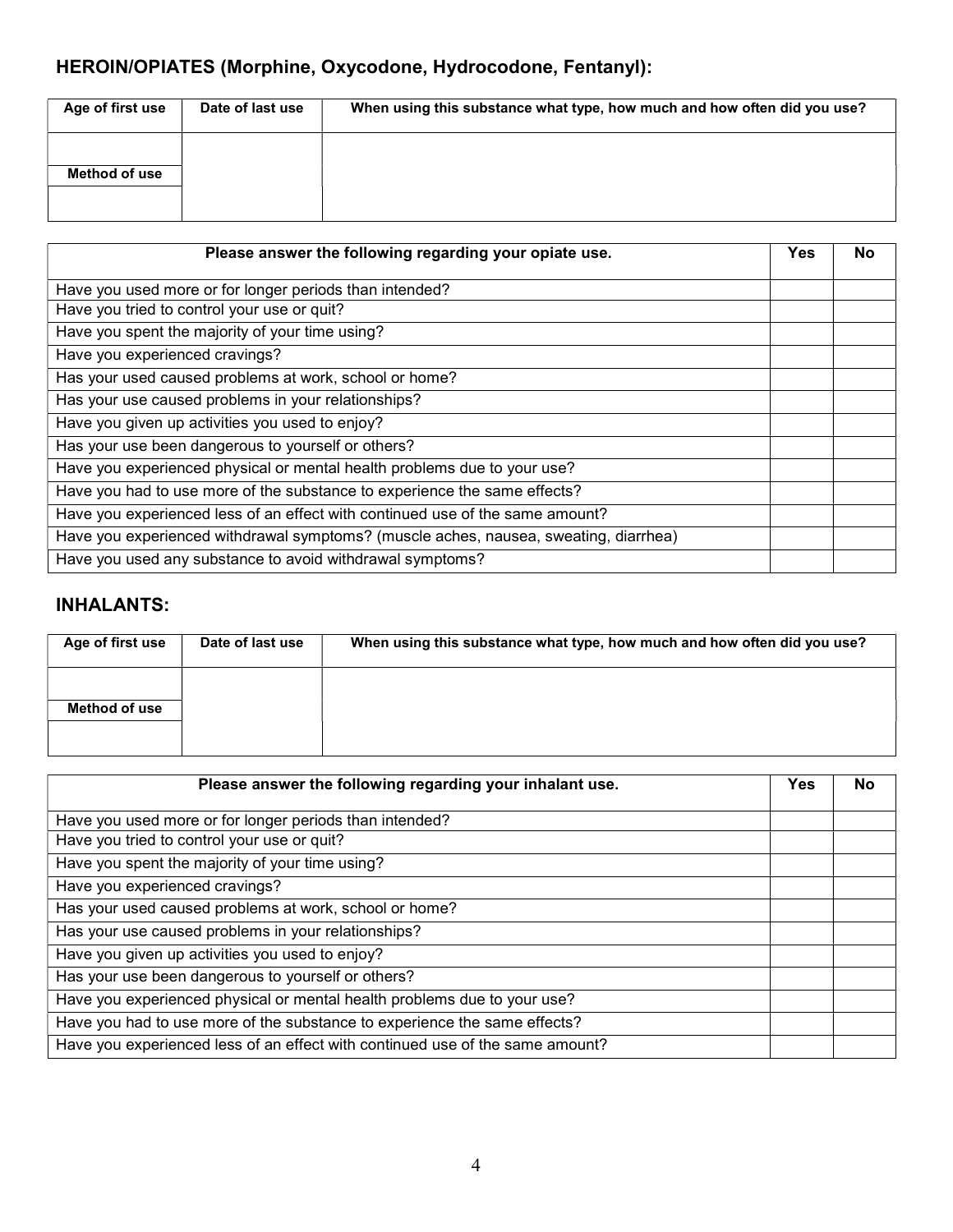## HEROIN/OPIATES (Morphine, Oxycodone, Hydrocodone, Fentanyl):

| Age of first use | Date of last use | When using this substance what type, how much and how often did you use? |
|---|---|---|
| | | |
| **Method of use** | | |
| | | |

| Please answer the following regarding your opiate use. | Yes | No |
|---|---|---|
| Have you used more or for longer periods than intended? | | |
| Have you tried to control your use or quit? | | |
| Have you spent the majority of your time using? | | |
| Have you experienced cravings? | | |
| Has your used caused problems at work, school or home? | | |
| Has your use caused problems in your relationships? | | |
| Have you given up activities you used to enjoy? | | |
| Has your use been dangerous to yourself or others? | | |
| Have you experienced physical or mental health problems due to your use? | | |
| Have you had to use more of the substance to experience the same effects? | | |
| Have you experienced less of an effect with continued use of the same amount? | | |
| Have you experienced withdrawal symptoms? (muscle aches, nausea, sweating, diarrhea) | | |
| Have you used any substance to avoid withdrawal symptoms? | | |

## INHALANTS:

| Age of first use | Date of last use | When using this substance what type, how much and how often did you use? |
|---|---|---|
| | | |
| **Method of use** | | |
| | | |

| Please answer the following regarding your inhalant use. | Yes | No |
|---|---|---|
| Have you used more or for longer periods than intended? | | |
| Have you tried to control your use or quit? | | |
| Have you spent the majority of your time using? | | |
| Have you experienced cravings? | | |
| Has your used caused problems at work, school or home? | | |
| Has your use caused problems in your relationships? | | |
| Have you given up activities you used to enjoy? | | |
| Has your use been dangerous to yourself or others? | | |
| Have you experienced physical or mental health problems due to your use? | | |
| Have you had to use more of the substance to experience the same effects? | | |
| Have you experienced less of an effect with continued use of the same amount? | | |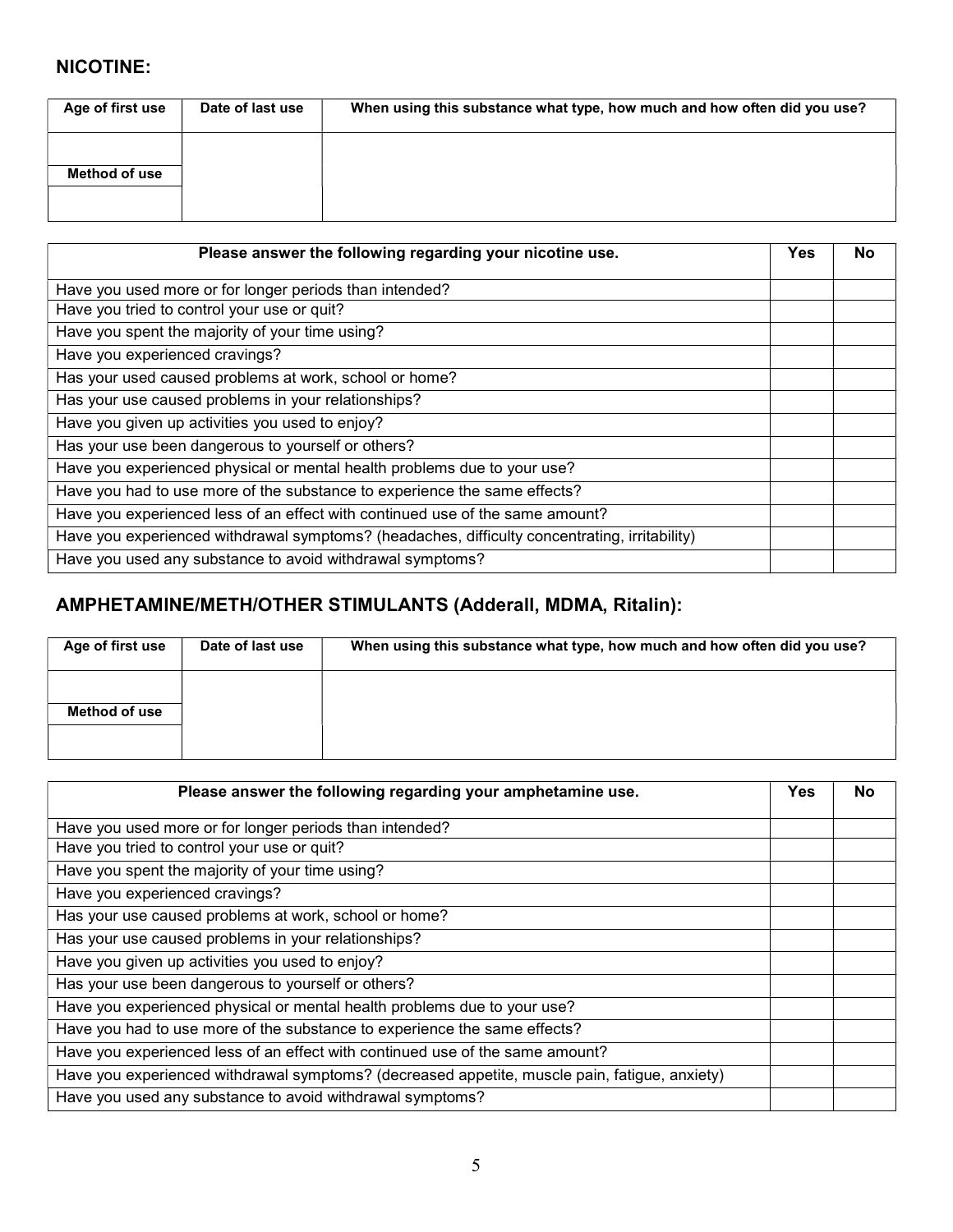## NICOTINE:

| Age of first use | Date of last use | When using this substance what type, how much and how often did you use? |
|---|---|---|
| | | |
| **Method of use** | | |
| | | |

| Please answer the following regarding your nicotine use. | Yes | No |
|---|---|---|
| Have you used more or for longer periods than intended? | | |
| Have you tried to control your use or quit? | | |
| Have you spent the majority of your time using? | | |
| Have you experienced cravings? | | |
| Has your used caused problems at work, school or home? | | |
| Has your use caused problems in your relationships? | | |
| Have you given up activities you used to enjoy? | | |
| Has your use been dangerous to yourself or others? | | |
| Have you experienced physical or mental health problems due to your use? | | |
| Have you had to use more of the substance to experience the same effects? | | |
| Have you experienced less of an effect with continued use of the same amount? | | |
| Have you experienced withdrawal symptoms? (headaches, difficulty concentrating, irritability) | | |
| Have you used any substance to avoid withdrawal symptoms? | | |

## AMPHETAMINE/METH/OTHER STIMULANTS (Adderall, MDMA, Ritalin):

| Age of first use | Date of last use | When using this substance what type, how much and how often did you use? |
|---|---|---|
| | | |
| **Method of use** | | |
| | | |

| Please answer the following regarding your amphetamine use. | Yes | No |
|---|---|---|
| Have you used more or for longer periods than intended? | | |
| Have you tried to control your use or quit? | | |
| Have you spent the majority of your time using? | | |
| Have you experienced cravings? | | |
| Has your use caused problems at work, school or home? | | |
| Has your use caused problems in your relationships? | | |
| Have you given up activities you used to enjoy? | | |
| Has your use been dangerous to yourself or others? | | |
| Have you experienced physical or mental health problems due to your use? | | |
| Have you had to use more of the substance to experience the same effects? | | |
| Have you experienced less of an effect with continued use of the same amount? | | |
| Have you experienced withdrawal symptoms? (decreased appetite, muscle pain, fatigue, anxiety) | | |
| Have you used any substance to avoid withdrawal symptoms? | | |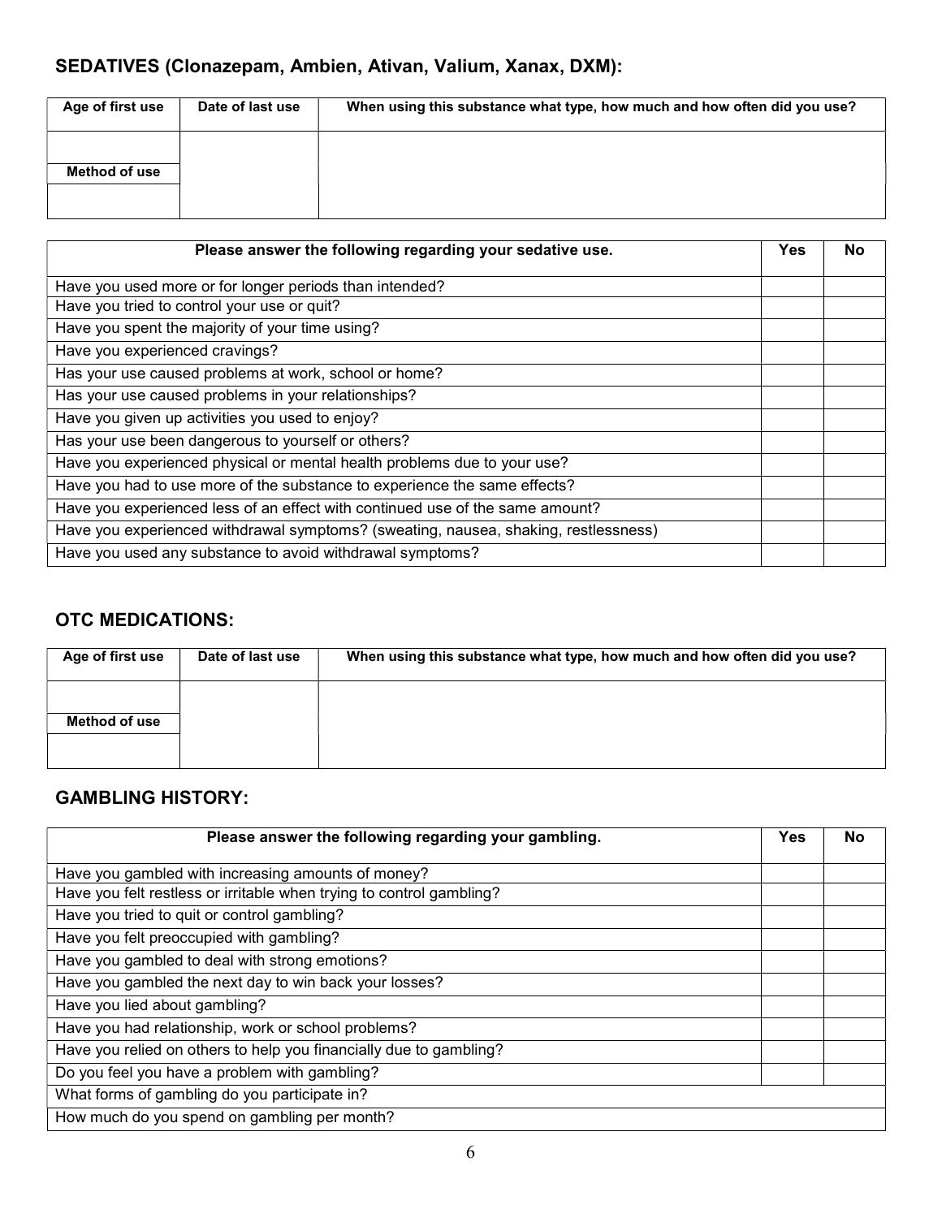## SEDATIVES (Clonazepam, Ambien, Ativan, Valium, Xanax, DXM):

| Age of first use | Date of last use | When using this substance what type, how much and how often did you use? |
|---|---|---|
| | | |
| **Method of use** | | |
| | | |

| Please answer the following regarding your sedative use. | Yes | No |
|---|---|---|
| Have you used more or for longer periods than intended? | | |
| Have you tried to control your use or quit? | | |
| Have you spent the majority of your time using? | | |
| Have you experienced cravings? | | |
| Has your use caused problems at work, school or home? | | |
| Has your use caused problems in your relationships? | | |
| Have you given up activities you used to enjoy? | | |
| Has your use been dangerous to yourself or others? | | |
| Have you experienced physical or mental health problems due to your use? | | |
| Have you had to use more of the substance to experience the same effects? | | |
| Have you experienced less of an effect with continued use of the same amount? | | |
| Have you experienced withdrawal symptoms? (sweating, nausea, shaking, restlessness) | | |
| Have you used any substance to avoid withdrawal symptoms? | | |

## OTC MEDICATIONS:

| Age of first use | Date of last use | When using this substance what type, how much and how often did you use? |
|---|---|---|
| | | |
| **Method of use** | | |
| | | |

## GAMBLING HISTORY:

| Please answer the following regarding your gambling. | Yes | No |
|---|---|---|
| Have you gambled with increasing amounts of money? | | |
| Have you felt restless or irritable when trying to control gambling? | | |
| Have you tried to quit or control gambling? | | |
| Have you felt preoccupied with gambling? | | |
| Have you gambled to deal with strong emotions? | | |
| Have you gambled the next day to win back your losses? | | |
| Have you lied about gambling? | | |
| Have you had relationship, work or school problems? | | |
| Have you relied on others to help you financially due to gambling? | | |
| Do you feel you have a problem with gambling? | | |
| What forms of gambling do you participate in? | | |
| How much do you spend on gambling per month? | | |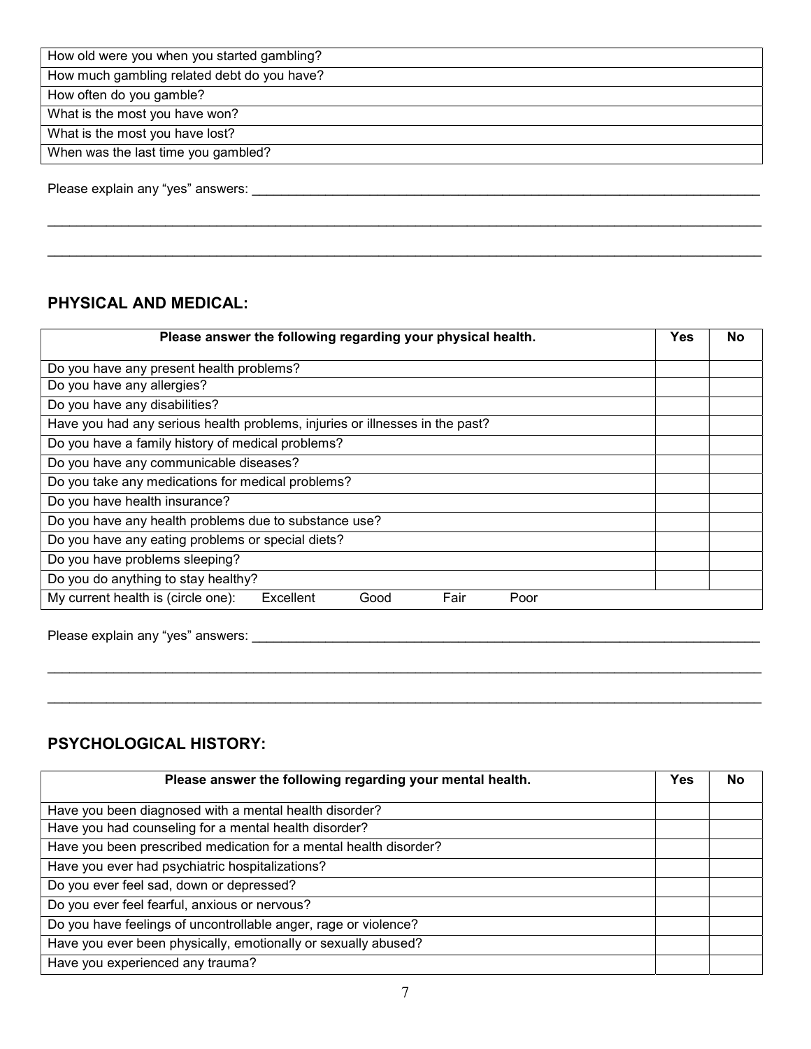| | |
|---|---|
| How old were you when you started gambling? | |
| How much gambling related debt do you have? | |
| How often do you gamble? | |
| What is the most you have won? | |
| What is the most you have lost? | |
| When was the last time you gambled? | |

Please explain any "yes" answers: ___________________________________________________________________

_______________________________________________________________________________________________

_______________________________________________________________________________________________

## PHYSICAL AND MEDICAL:

| Please answer the following regarding your physical health. | Yes | No |
|---|---|---|
| Do you have any present health problems? | | |
| Do you have any allergies? | | |
| Do you have any disabilities? | | |
| Have you had any serious health problems, injuries or illnesses in the past? | | |
| Do you have a family history of medical problems? | | |
| Do you have any communicable diseases? | | |
| Do you take any medications for medical problems? | | |
| Do you have health insurance? | | |
| Do you have any health problems due to substance use? | | |
| Do you have any eating problems or special diets? | | |
| Do you have problems sleeping? | | |
| Do you do anything to stay healthy? | | |
| My current health is (circle one): Excellent Good Fair Poor | | |

Please explain any "yes" answers: ___________________________________________________________________

_______________________________________________________________________________________________

_______________________________________________________________________________________________

## PSYCHOLOGICAL HISTORY:

| Please answer the following regarding your mental health. | Yes | No |
|---|---|---|
| Have you been diagnosed with a mental health disorder? | | |
| Have you had counseling for a mental health disorder? | | |
| Have you been prescribed medication for a mental health disorder? | | |
| Have you ever had psychiatric hospitalizations? | | |
| Do you ever feel sad, down or depressed? | | |
| Do you ever feel fearful, anxious or nervous? | | |
| Do you have feelings of uncontrollable anger, rage or violence? | | |
| Have you ever been physically, emotionally or sexually abused? | | |
| Have you experienced any trauma? | | |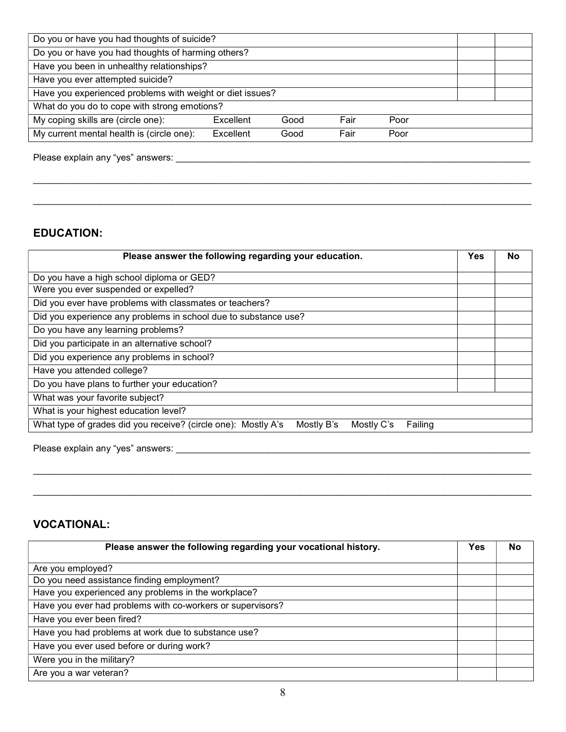| | | |
|---|---|---|
| Do you or have you had thoughts of suicide? | | |
| Do you or have you had thoughts of harming others? | | |
| Have you been in unhealthy relationships? | | |
| Have you ever attempted suicide? | | |
| Have you experienced problems with weight or diet issues? | | |
| What do you do to cope with strong emotions? | | |
| My coping skills are (circle one): Excellent Good Fair Poor | | |
| My current mental health is (circle one): Excellent Good Fair Poor | | |

Please explain any "yes" answers: ___________________________________________________________________________

_____________________________________________________________________________________________________

_____________________________________________________________________________________________________

## EDUCATION:

| Please answer the following regarding your education. | Yes | No |
|---|---|---|
| Do you have a high school diploma or GED? | | |
| Were you ever suspended or expelled? | | |
| Did you ever have problems with classmates or teachers? | | |
| Did you experience any problems in school due to substance use? | | |
| Do you have any learning problems? | | |
| Did you participate in an alternative school? | | |
| Did you experience any problems in school? | | |
| Have you attended college? | | |
| Do you have plans to further your education? | | |
| What was your favorite subject? | | |
| What is your highest education level? | | |
| What type of grades did you receive? (circle one): Mostly A's Mostly B's Mostly C's Failing | | |

Please explain any "yes" answers: ___________________________________________________________________________

_____________________________________________________________________________________________________

_____________________________________________________________________________________________________

## VOCATIONAL:

| Please answer the following regarding your vocational history. | Yes | No |
|---|---|---|
| Are you employed? | | |
| Do you need assistance finding employment? | | |
| Have you experienced any problems in the workplace? | | |
| Have you ever had problems with co-workers or supervisors? | | |
| Have you ever been fired? | | |
| Have you had problems at work due to substance use? | | |
| Have you ever used before or during work? | | |
| Were you in the military? | | |
| Are you a war veteran? | | |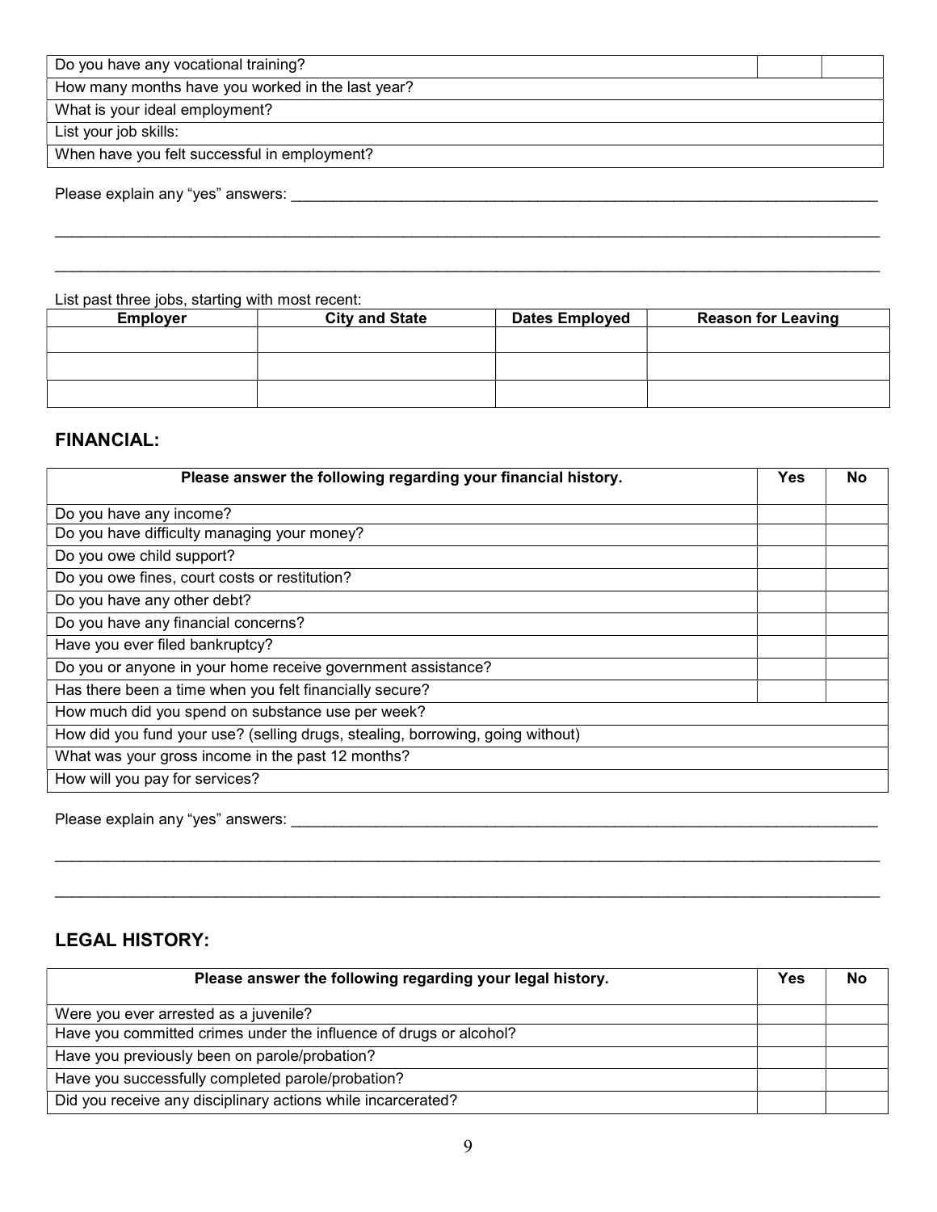| | | |
|---|---|---|
| Do you have any vocational training? | | |
| How many months have you worked in the last year? | | |
| What is your ideal employment? | | |
| List your job skills: | | |
| When have you felt successful in employment? | | |

Please explain any "yes" answers: ___________________________________________________________________________

_____________________________________________________________________________________________________

_____________________________________________________________________________________________________

List past three jobs, starting with most recent:

| Employer | City and State | Dates Employed | Reason for Leaving |
|---|---|---|---|
| | | | |
| | | | |
| | | | |

## FINANCIAL:

| Please answer the following regarding your financial history. | Yes | No |
|---|---|---|
| Do you have any income? | | |
| Do you have difficulty managing your money? | | |
| Do you owe child support? | | |
| Do you owe fines, court costs or restitution? | | |
| Do you have any other debt? | | |
| Do you have any financial concerns? | | |
| Have you ever filed bankruptcy? | | |
| Do you or anyone in your home receive government assistance? | | |
| Has there been a time when you felt financially secure? | | |
| How much did you spend on substance use per week? | | |
| How did you fund your use? (selling drugs, stealing, borrowing, going without) | | |
| What was your gross income in the past 12 months? | | |
| How will you pay for services? | | |

Please explain any "yes" answers: ___________________________________________________________________________

_____________________________________________________________________________________________________

_____________________________________________________________________________________________________

## LEGAL HISTORY:

| Please answer the following regarding your legal history. | Yes | No |
|---|---|---|
| Were you ever arrested as a juvenile? | | |
| Have you committed crimes under the influence of drugs or alcohol? | | |
| Have you previously been on parole/probation? | | |
| Have you successfully completed parole/probation? | | |
| Did you receive any disciplinary actions while incarcerated? | | |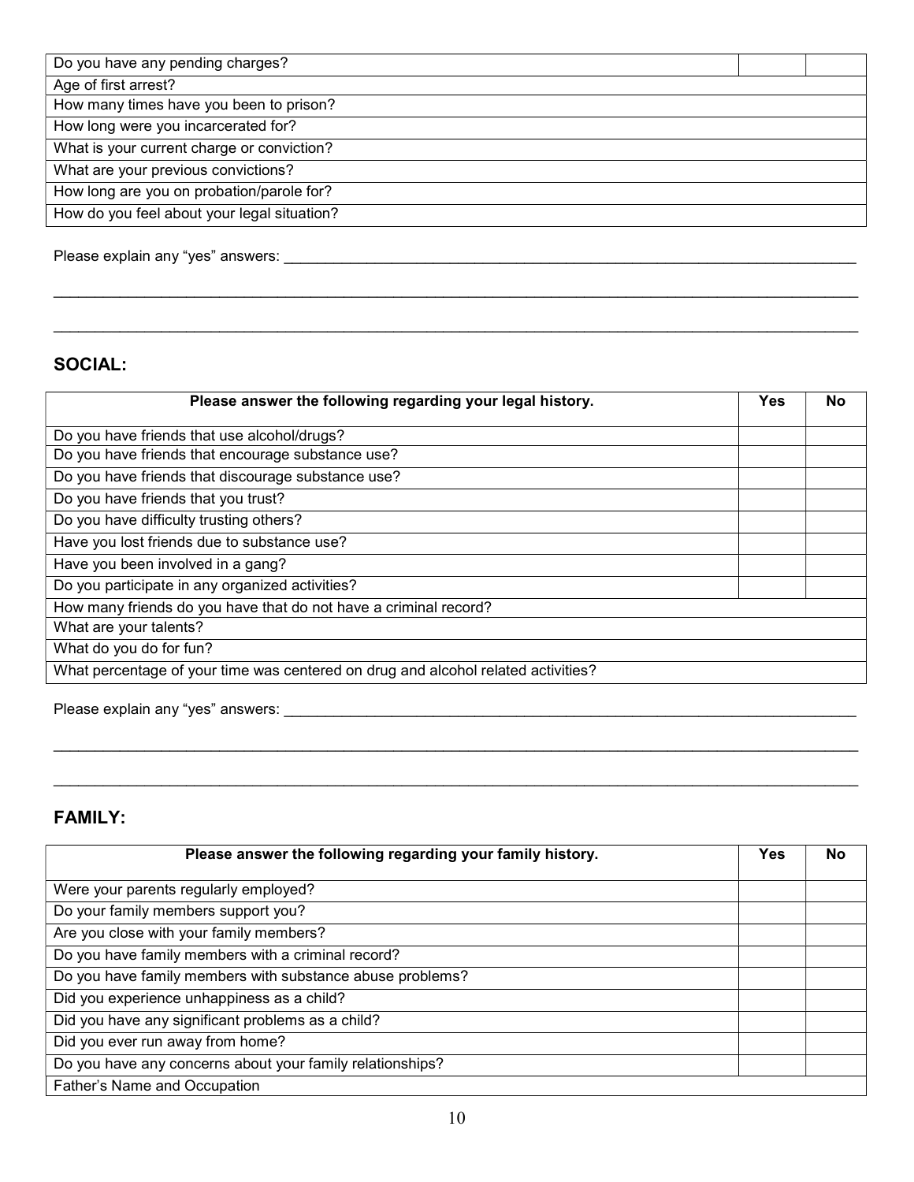| | | |
|---|---|---|
| Do you have any pending charges? | | |
| Age of first arrest? | | |
| How many times have you been to prison? | | |
| How long were you incarcerated for? | | |
| What is your current charge or conviction? | | |
| What are your previous convictions? | | |
| How long are you on probation/parole for? | | |
| How do you feel about your legal situation? | | |

Please explain any "yes" answers: ___________________________________________________________________________

_____________________________________________________________________________________________________

_____________________________________________________________________________________________________

## SOCIAL:

| Please answer the following regarding your legal history. | Yes | No |
|---|---|---|
| Do you have friends that use alcohol/drugs? | | |
| Do you have friends that encourage substance use? | | |
| Do you have friends that discourage substance use? | | |
| Do you have friends that you trust? | | |
| Do you have difficulty trusting others? | | |
| Have you lost friends due to substance use? | | |
| Have you been involved in a gang? | | |
| Do you participate in any organized activities? | | |
| How many friends do you have that do not have a criminal record? | | |
| What are your talents? | | |
| What do you do for fun? | | |
| What percentage of your time was centered on drug and alcohol related activities? | | |

Please explain any "yes" answers: ___________________________________________________________________________

_____________________________________________________________________________________________________

_____________________________________________________________________________________________________

## FAMILY:

| Please answer the following regarding your family history. | Yes | No |
|---|---|---|
| Were your parents regularly employed? | | |
| Do your family members support you? | | |
| Are you close with your family members? | | |
| Do you have family members with a criminal record? | | |
| Do you have family members with substance abuse problems? | | |
| Did you experience unhappiness as a child? | | |
| Did you have any significant problems as a child? | | |
| Did you ever run away from home? | | |
| Do you have any concerns about your family relationships? | | |
| Father's Name and Occupation | | |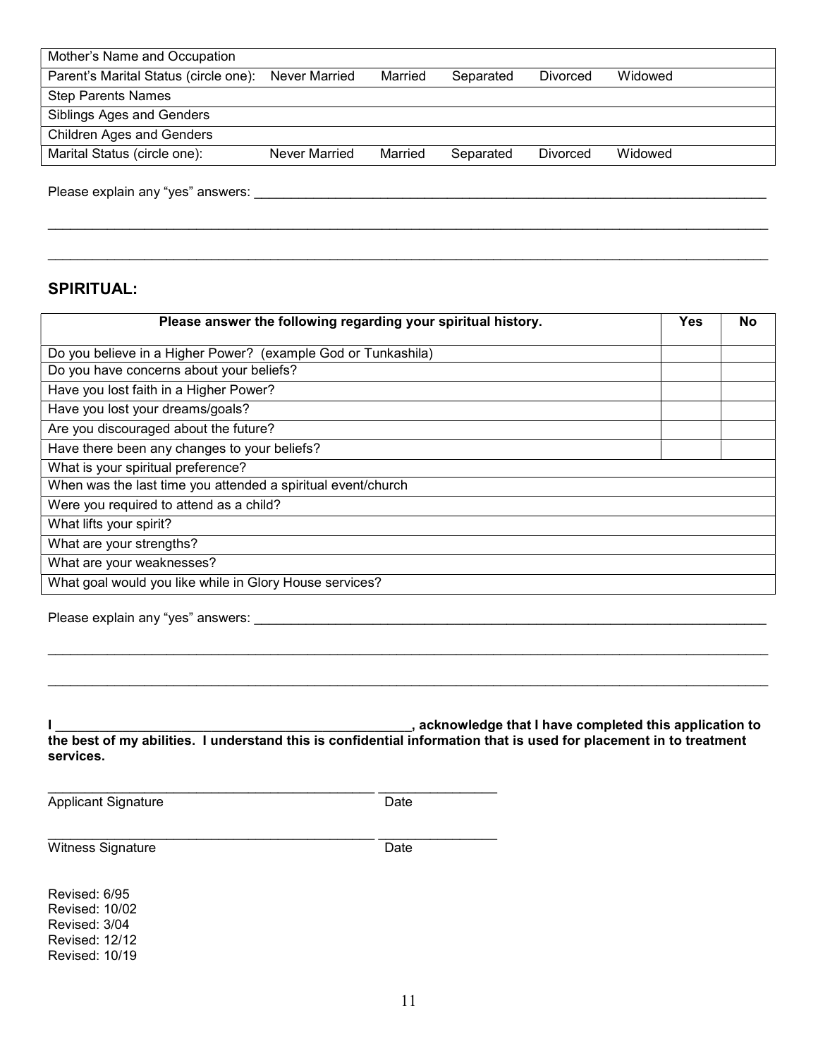| | | | | | |
|---|---|---|---|---|---|
| Mother's Name and Occupation | | | | | |
| Parent's Marital Status (circle one): | Never Married | Married | Separated | Divorced | Widowed |
| Step Parents Names | | | | | |
| Siblings Ages and Genders | | | | | |
| Children Ages and Genders | | | | | |
| Marital Status (circle one): | Never Married | Married | Separated | Divorced | Widowed |

Please explain any "yes" answers: ___________________________________________________________________

_____________________________________________________________________________________________

_____________________________________________________________________________________________

## SPIRITUAL:

| Please answer the following regarding your spiritual history. | Yes | No |
|---|---|---|
| Do you believe in a Higher Power? (example God or Tunkashila) | | |
| Do you have concerns about your beliefs? | | |
| Have you lost faith in a Higher Power? | | |
| Have you lost your dreams/goals? | | |
| Are you discouraged about the future? | | |
| Have there been any changes to your beliefs? | | |
| What is your spiritual preference? | | |
| When was the last time you attended a spiritual event/church | | |
| Were you required to attend as a child? | | |
| What lifts your spirit? | | |
| What are your strengths? | | |
| What are your weaknesses? | | |
| What goal would you like while in Glory House services? | | |

Please explain any "yes" answers: ___________________________________________________________________

_____________________________________________________________________________________________

_____________________________________________________________________________________________

**I ________________________________________________, acknowledge that I have completed this application to the best of my abilities. I understand this is confidential information that is used for placement in to treatment services.**

_____________________________________________ _______________
Applicant Signature Date

_____________________________________________ _______________
Witness Signature Date

Revised: 6/95
Revised: 10/02
Revised: 3/04
Revised: 12/12
Revised: 10/19